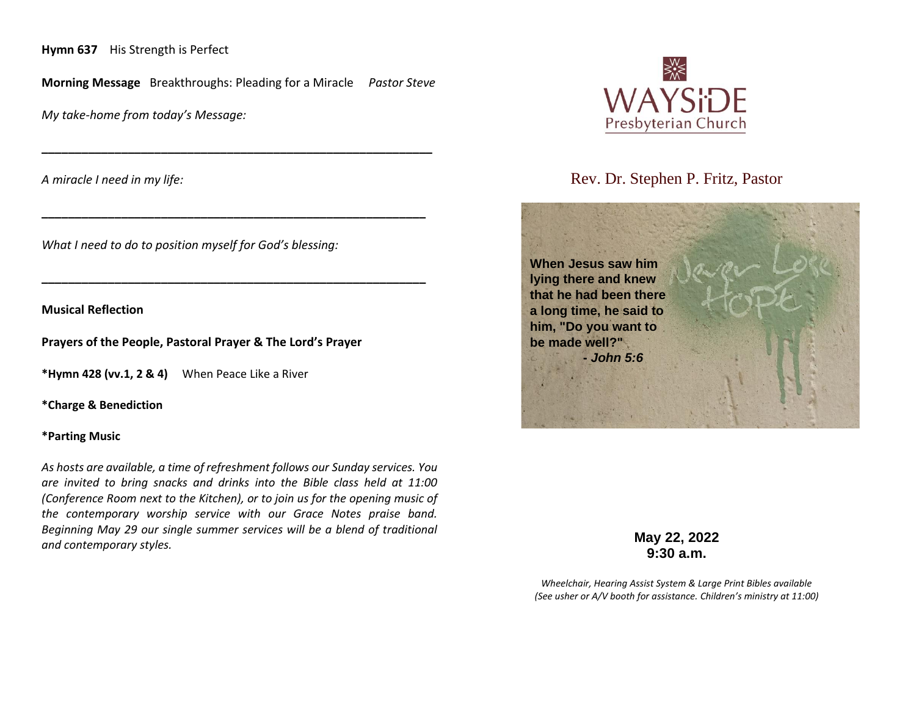**Hymn 637** His Strength is Perfect

**Morning Message** Breakthroughs: Pleading for a Miracle *Pastor Steve*

*My take-home from today's Message:*

______________________________________________________________

*A miracle I need in my life:*

______________________________________________________________

*What I need to do to position myself for God's blessing:*

______________________________________________________________

**Musical Reflection**

**Prayers of the People, Pastoral Prayer & The Lord's Prayer**

**\*Hymn 428 (vv.1, 2 & 4)** When Peace Like a River

**\*Charge & Benediction**

**\*Parting Music**

*As hosts are available, a time of refreshment follows our Sunday services. You are invited to bring snacks and drinks into the Bible class held at 11:00 (Conference Room next to the Kitchen), or to join us for the opening music of the contemporary worship service with our Grace Notes praise band. Beginning May 29 our single summer services will be a blend of traditional and contemporary styles.*

# WAYSIDE
Presbyterian Church

## Rev. Dr. Stephen P. Fritz, Pastor

**When Jesus saw him lying there and knew that he had been there a long time, he said to him, "Do you want to be made well?"**
***- John 5:6***

Never Lose HOPE

**May 22, 2022**
**9:30 a.m.**

*Wheelchair, Hearing Assist System & Large Print Bibles available*
*(See usher or A/V booth for assistance. Children's ministry at 11:00)*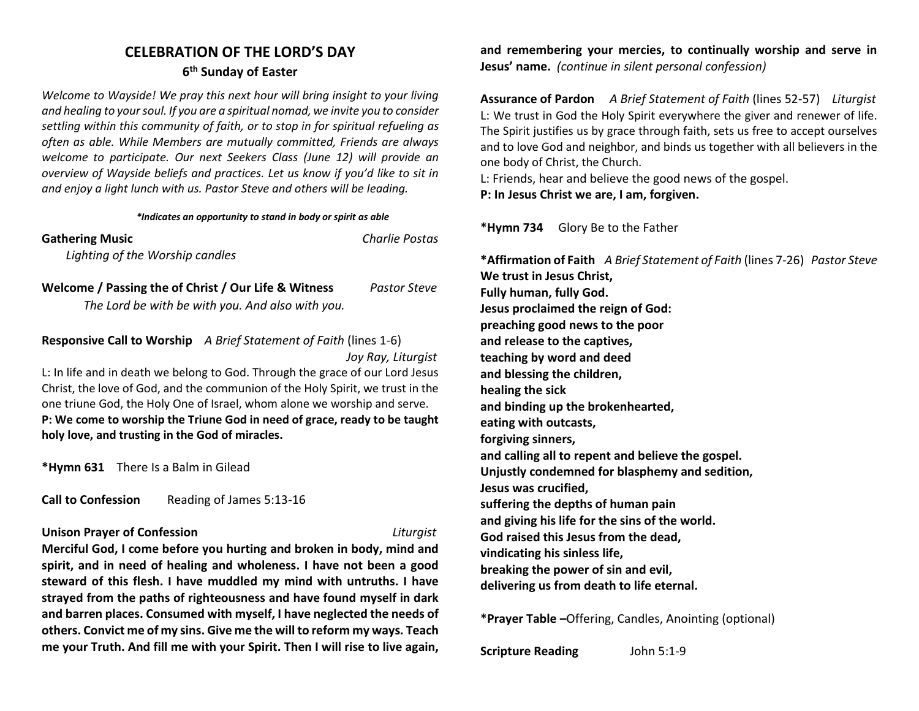# CELEBRATION OF THE LORD'S DAY

### 6th Sunday of Easter

*Welcome to Wayside! We pray this next hour will bring insight to your living and healing to your soul. If you are a spiritual nomad, we invite you to consider settling within this community of faith, or to stop in for spiritual refueling as often as able. While Members are mutually committed, Friends are always welcome to participate. Our next Seekers Class (June 12) will provide an overview of Wayside beliefs and practices. Let us know if you'd like to sit in and enjoy a light lunch with us. Pastor Steve and others will be leading.*

***Indicates an opportunity to stand in body or spirit as able***

**Gathering Music** *Charlie Postas*

*Lighting of the Worship candles*

**Welcome / Passing the of Christ / Our Life & Witness** *Pastor Steve*

*The Lord be with you. And also with you.*

**Responsive Call to Worship** *A Brief Statement of Faith* (lines 1-6) *Joy Ray, Liturgist*

L: In life and in death we belong to God. Through the grace of our Lord Jesus Christ, the love of God, and the communion of the Holy Spirit, we trust in the one triune God, the Holy One of Israel, whom alone we worship and serve.

**P: We come to worship the Triune God in need of grace, ready to be taught holy love, and trusting in the God of miracles.**

**\*Hymn 631** There Is a Balm in Gilead

**Call to Confession** Reading of James 5:13-16

**Unison Prayer of Confession** *Liturgist*

**Merciful God, I come before you hurting and broken in body, mind and spirit, and in need of healing and wholeness. I have not been a good steward of this flesh. I have muddled my mind with untruths. I have strayed from the paths of righteousness and have found myself in dark and barren places. Consumed with myself, I have neglected the needs of others. Convict me of my sins. Give me the will to reform my ways. Teach me your Truth. And fill me with your Spirit. Then I will rise to live again, and remembering your mercies, to continually worship and serve in Jesus' name.** *(continue in silent personal confession)*

**Assurance of Pardon** *A Brief Statement of Faith* (lines 52-57) *Liturgist*

L: We trust in God the Holy Spirit everywhere the giver and renewer of life. The Spirit justifies us by grace through faith, sets us free to accept ourselves and to love God and neighbor, and binds us together with all believers in the one body of Christ, the Church.

L: Friends, hear and believe the good news of the gospel.

**P: In Jesus Christ we are, I am, forgiven.**

**\*Hymn 734** Glory Be to the Father

**\*Affirmation of Faith** *A Brief Statement of Faith* (lines 7-26) *Pastor Steve*

**We trust in Jesus Christ,**
**Fully human, fully God.**
**Jesus proclaimed the reign of God:**
**preaching good news to the poor**
**and release to the captives,**
**teaching by word and deed**
**and blessing the children,**
**healing the sick**
**and binding up the brokenhearted,**
**eating with outcasts,**
**forgiving sinners,**
**and calling all to repent and believe the gospel.**
**Unjustly condemned for blasphemy and sedition,**
**Jesus was crucified,**
**suffering the depths of human pain**
**and giving his life for the sins of the world.**
**God raised this Jesus from the dead,**
**vindicating his sinless life,**
**breaking the power of sin and evil,**
**delivering us from death to life eternal.**

**\*Prayer Table –**Offering, Candles, Anointing (optional)

**Scripture Reading** John 5:1-9